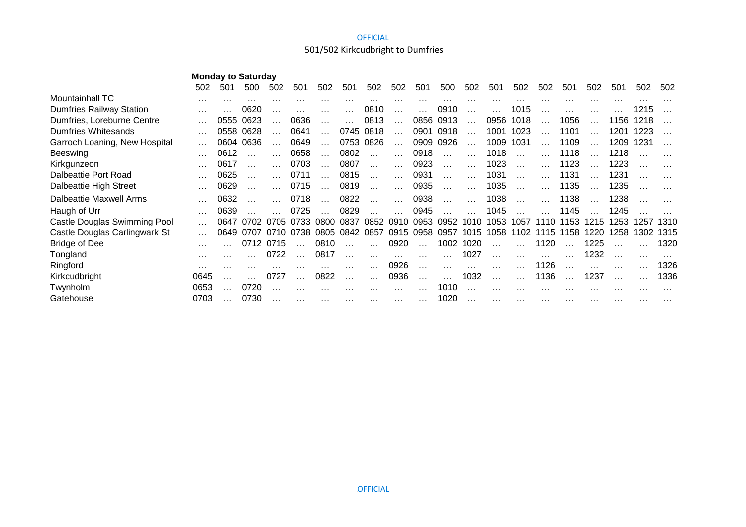OFFICIAL

# 501/502 Kirkcudbright to Dumfries

**Monday to Saturday**

| | 502 | 501 | 500 | 502 | 501 | 502 | 501 | 502 | 502 | 501 | 500 | 502 | 501 | 502 | 502 | 501 | 502 | 501 | 502 | 502 |
|---|---|---|---|---|---|---|---|---|---|---|---|---|---|---|---|---|---|---|---|---|
| Mountainhall TC | … | … | … | … | … | … | … | … | … | … | … | … | … | … | … | … | … | … | … | … |
| Dumfries Railway Station | … | … | 0620 | … | … | … | … | 0810 | … | … | 0910 | … | … | 1015 | … | … | … | … | 1215 | … |
| Dumfries, Loreburne Centre | … | 0555 | 0623 | … | 0636 | … | … | 0813 | … | 0856 | 0913 | … | 0956 | 1018 | … | 1056 | … | 1156 | 1218 | … |
| Dumfries Whitesands | … | 0558 | 0628 | … | 0641 | … | 0745 | 0818 | … | 0901 | 0918 | … | 1001 | 1023 | … | 1101 | … | 1201 | 1223 | … |
| Garroch Loaning, New Hospital | … | 0604 | 0636 | … | 0649 | … | 0753 | 0826 | … | 0909 | 0926 | … | 1009 | 1031 | … | 1109 | … | 1209 | 1231 | … |
| Beeswing | … | 0612 | … | … | 0658 | … | 0802 | … | … | 0918 | … | … | 1018 | … | … | 1118 | … | 1218 | … | … |
| Kirkgunzeon | … | 0617 | … | … | 0703 | … | 0807 | … | … | 0923 | … | … | 1023 | … | … | 1123 | … | 1223 | … | … |
| Dalbeattie Port Road | … | 0625 | … | … | 0711 | … | 0815 | … | … | 0931 | … | … | 1031 | … | … | 1131 | … | 1231 | … | … |
| Dalbeattie High Street | … | 0629 | … | … | 0715 | … | 0819 | … | … | 0935 | … | … | 1035 | … | … | 1135 | … | 1235 | … | … |
| Dalbeattie Maxwell Arms | … | 0632 | … | … | 0718 | … | 0822 | … | … | 0938 | … | … | 1038 | … | … | 1138 | … | 1238 | … | … |
| Haugh of Urr | … | 0639 | … | … | 0725 | … | 0829 | … | … | 0945 | … | … | 1045 | … | … | 1145 | … | 1245 | … | … |
| Castle Douglas Swimming Pool | … | 0647 | 0702 | 0705 | 0733 | 0800 | 0837 | 0852 | 0910 | 0953 | 0952 | 1010 | 1053 | 1057 | 1110 | 1153 | 1215 | 1253 | 1257 | 1310 |
| Castle Douglas Carlingwark St | … | 0649 | 0707 | 0710 | 0738 | 0805 | 0842 | 0857 | 0915 | 0958 | 0957 | 1015 | 1058 | 1102 | 1115 | 1158 | 1220 | 1258 | 1302 | 1315 |
| Bridge of Dee | … | … | 0712 | 0715 | … | 0810 | … | … | 0920 | … | 1002 | 1020 | … | … | 1120 | … | 1225 | … | … | 1320 |
| Tongland | … | … | … | 0722 | … | 0817 | … | … | … | … | … | 1027 | … | … | … | … | 1232 | … | … | … |
| Ringford | … | … | … | … | … | … | … | … | 0926 | … | … | … | … | … | 1126 | … | … | … | … | 1326 |
| Kirkcudbright | 0645 | … | … | 0727 | … | 0822 | … | … | 0936 | … | … | 1032 | … | … | 1136 | … | 1237 | … | … | 1336 |
| Twynholm | 0653 | … | 0720 | … | … | … | … | … | … | … | 1010 | … | … | … | … | … | … | … | … | … |
| Gatehouse | 0703 | … | 0730 | … | … | … | … | … | … | … | 1020 | … | … | … | … | … | … | … | … | … |

OFFICIAL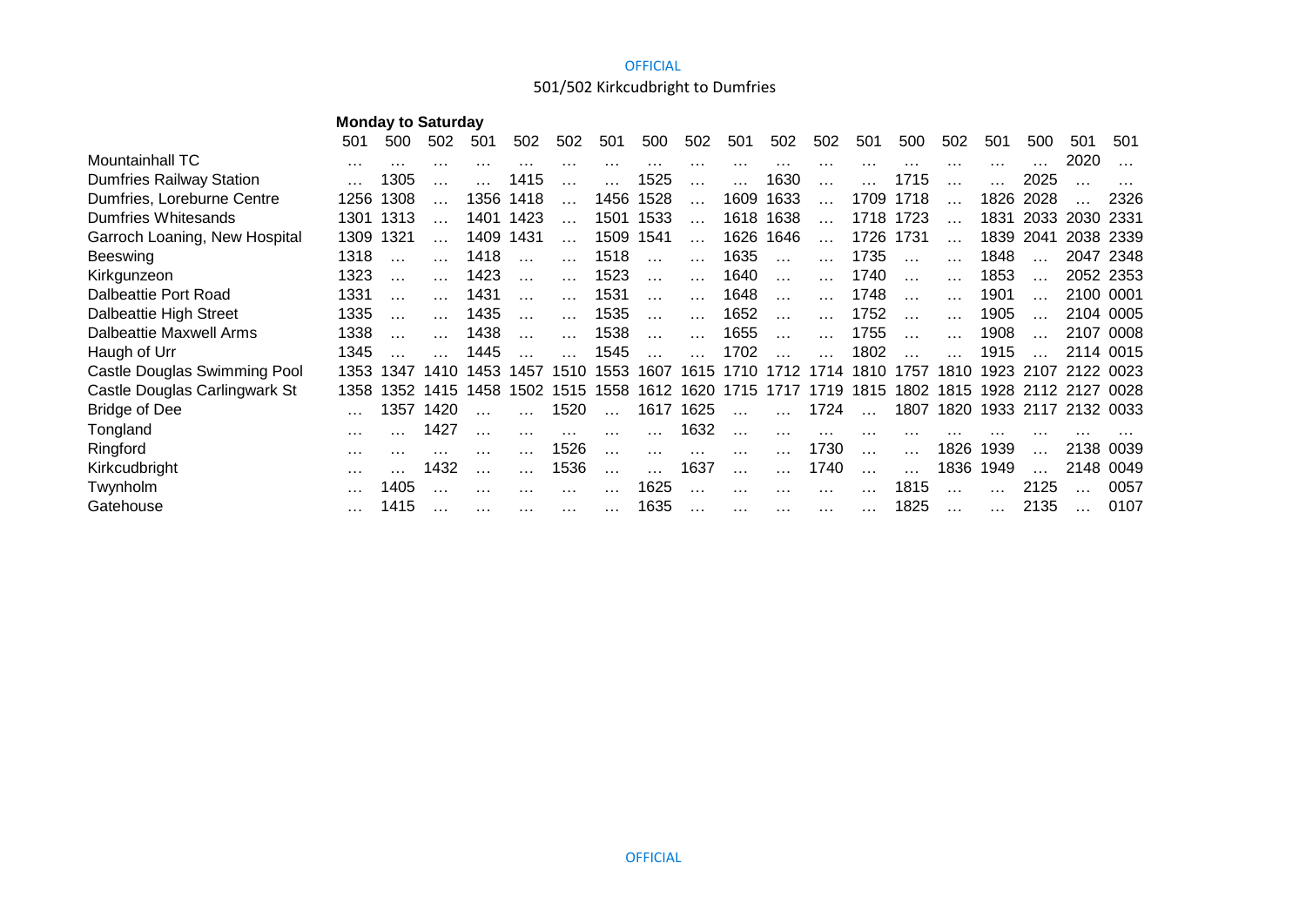## 501/502 Kirkcudbright to Dumfries

**Monday to Saturday**

| | 501 | 500 | 502 | 501 | 502 | 502 | 501 | 500 | 502 | 501 | 502 | 502 | 501 | 500 | 502 | 501 | 500 | 501 | 501 |
|---|---|---|---|---|---|---|---|---|---|---|---|---|---|---|---|---|---|---|---|
| Mountainhall TC | … | … | … | … | … | … | … | … | … | … | … | … | … | … | … | … | … | 2020 | … |
| Dumfries Railway Station | … | 1305 | … | … | 1415 | … | … | 1525 | … | … | 1630 | … | … | 1715 | … | … | 2025 | … | … |
| Dumfries, Loreburne Centre | 1256 | 1308 | … | 1356 | 1418 | … | 1456 | 1528 | … | 1609 | 1633 | … | 1709 | 1718 | … | 1826 | 2028 | … | 2326 |
| Dumfries Whitesands | 1301 | 1313 | … | 1401 | 1423 | … | 1501 | 1533 | … | 1618 | 1638 | … | 1718 | 1723 | … | 1831 | 2033 | 2030 | 2331 |
| Garroch Loaning, New Hospital | 1309 | 1321 | … | 1409 | 1431 | … | 1509 | 1541 | … | 1626 | 1646 | … | 1726 | 1731 | … | 1839 | 2041 | 2038 | 2339 |
| Beeswing | 1318 | … | … | 1418 | … | … | 1518 | … | … | 1635 | … | … | 1735 | … | … | 1848 | … | 2047 | 2348 |
| Kirkgunzeon | 1323 | … | … | 1423 | … | … | 1523 | … | … | 1640 | … | … | 1740 | … | … | 1853 | … | 2052 | 2353 |
| Dalbeattie Port Road | 1331 | … | … | 1431 | … | … | 1531 | … | … | 1648 | … | … | 1748 | … | … | 1901 | … | 2100 | 0001 |
| Dalbeattie High Street | 1335 | … | … | 1435 | … | … | 1535 | … | … | 1652 | … | … | 1752 | … | … | 1905 | … | 2104 | 0005 |
| Dalbeattie Maxwell Arms | 1338 | … | … | 1438 | … | … | 1538 | … | … | 1655 | … | … | 1755 | … | … | 1908 | … | 2107 | 0008 |
| Haugh of Urr | 1345 | … | … | 1445 | … | … | 1545 | … | … | 1702 | … | … | 1802 | … | … | 1915 | … | 2114 | 0015 |
| Castle Douglas Swimming Pool | 1353 | 1347 | 1410 | 1453 | 1457 | 1510 | 1553 | 1607 | 1615 | 1710 | 1712 | 1714 | 1810 | 1757 | 1810 | 1923 | 2107 | 2122 | 0023 |
| Castle Douglas Carlingwark St | 1358 | 1352 | 1415 | 1458 | 1502 | 1515 | 1558 | 1612 | 1620 | 1715 | 1717 | 1719 | 1815 | 1802 | 1815 | 1928 | 2112 | 2127 | 0028 |
| Bridge of Dee | … | 1357 | 1420 | … | … | 1520 | … | 1617 | 1625 | … | … | 1724 | … | 1807 | 1820 | 1933 | 2117 | 2132 | 0033 |
| Tongland | … | … | 1427 | … | … | … | … | … | 1632 | … | … | … | … | … | … | … | … | … | … |
| Ringford | … | … | … | … | … | 1526 | … | … | … | … | … | 1730 | … | … | 1826 | 1939 | … | 2138 | 0039 |
| Kirkcudbright | … | … | 1432 | … | … | 1536 | … | … | 1637 | … | … | 1740 | … | … | 1836 | 1949 | … | 2148 | 0049 |
| Twynholm | … | 1405 | … | … | … | … | … | 1625 | … | … | … | … | … | 1815 | … | … | 2125 | … | 0057 |
| Gatehouse | … | 1415 | … | … | … | … | … | 1635 | … | … | … | … | … | 1825 | … | … | 2135 | … | 0107 |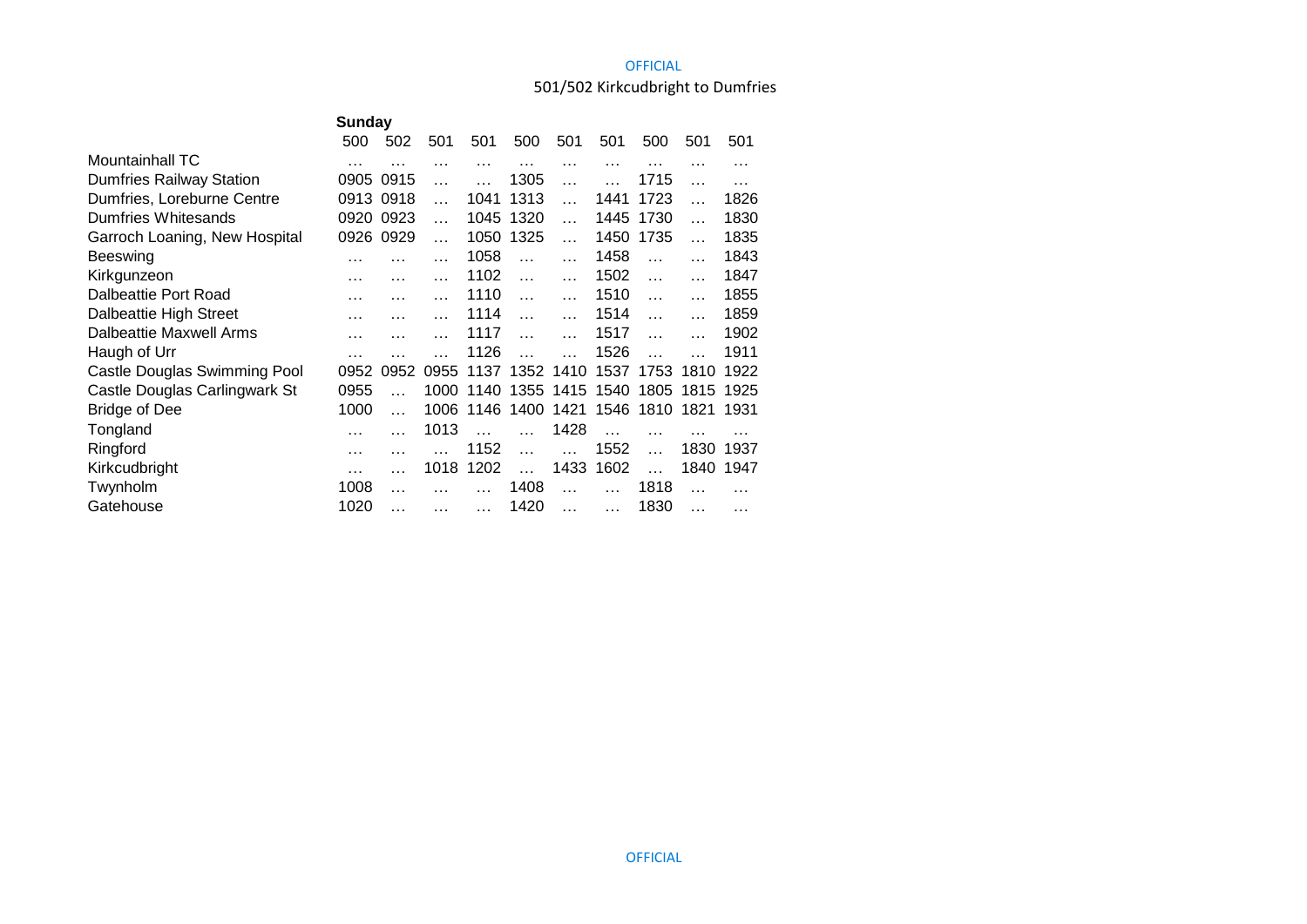501/502 Kirkcudbright to Dumfries

**Sunday**

| | 500 | 502 | 501 | 501 | 500 | 501 | 501 | 500 | 501 | 501 |
|---|---|---|---|---|---|---|---|---|---|---|
| Mountainhall TC | … | … | … | … | … | … | … | … | … | … |
| Dumfries Railway Station | 0905 | 0915 | … | … | 1305 | … | … | 1715 | … | … |
| Dumfries, Loreburne Centre | 0913 | 0918 | … | 1041 | 1313 | … | 1441 | 1723 | … | 1826 |
| Dumfries Whitesands | 0920 | 0923 | … | 1045 | 1320 | … | 1445 | 1730 | … | 1830 |
| Garroch Loaning, New Hospital | 0926 | 0929 | … | 1050 | 1325 | … | 1450 | 1735 | … | 1835 |
| Beeswing | … | … | … | 1058 | … | … | 1458 | … | … | 1843 |
| Kirkgunzeon | … | … | … | 1102 | … | … | 1502 | … | … | 1847 |
| Dalbeattie Port Road | … | … | … | 1110 | … | … | 1510 | … | … | 1855 |
| Dalbeattie High Street | … | … | … | 1114 | … | … | 1514 | … | … | 1859 |
| Dalbeattie Maxwell Arms | … | … | … | 1117 | … | … | 1517 | … | … | 1902 |
| Haugh of Urr | … | … | … | 1126 | … | … | 1526 | … | … | 1911 |
| Castle Douglas Swimming Pool | 0952 | 0952 | 0955 | 1137 | 1352 | 1410 | 1537 | 1753 | 1810 | 1922 |
| Castle Douglas Carlingwark St | 0955 | … | 1000 | 1140 | 1355 | 1415 | 1540 | 1805 | 1815 | 1925 |
| Bridge of Dee | 1000 | … | 1006 | 1146 | 1400 | 1421 | 1546 | 1810 | 1821 | 1931 |
| Tongland | … | … | 1013 | … | … | 1428 | … | … | … | … |
| Ringford | … | … | … | 1152 | … | … | 1552 | … | 1830 | 1937 |
| Kirkcudbright | … | … | 1018 | 1202 | … | 1433 | 1602 | … | 1840 | 1947 |
| Twynholm | 1008 | … | … | … | 1408 | … | … | 1818 | … | … |
| Gatehouse | 1020 | … | … | … | 1420 | … | … | 1830 | … | … |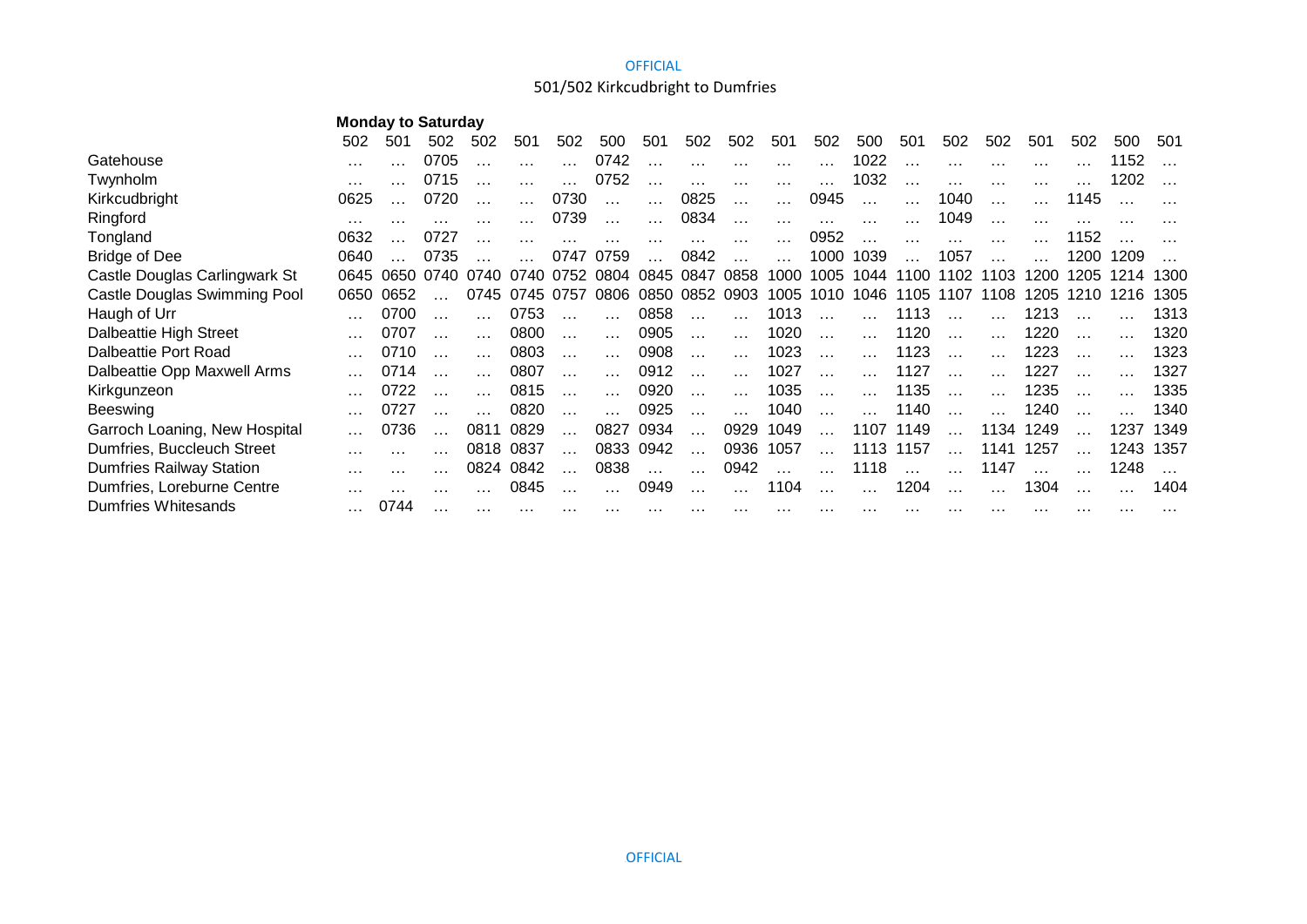OFFICIAL

501/502 Kirkcudbright to Dumfries

**Monday to Saturday**

| | 502 | 501 | 502 | 502 | 501 | 502 | 500 | 501 | 502 | 502 | 501 | 502 | 500 | 501 | 502 | 502 | 501 | 502 | 500 | 501 |
|---|---|---|---|---|---|---|---|---|---|---|---|---|---|---|---|---|---|---|---|---|
| Gatehouse | … | … | 0705 | … | … | … | 0742 | … | … | … | … | … | 1022 | … | … | … | … | … | 1152 | … |
| Twynholm | … | … | 0715 | … | … | … | 0752 | … | … | … | … | … | 1032 | … | … | … | … | … | 1202 | … |
| Kirkcudbright | 0625 | … | 0720 | … | … | 0730 | … | … | 0825 | … | … | 0945 | … | … | 1040 | … | … | 1145 | … | … |
| Ringford | … | … | … | … | … | 0739 | … | … | 0834 | … | … | … | … | … | 1049 | … | … | … | … | … |
| Tongland | 0632 | … | 0727 | … | … | … | … | … | … | … | … | 0952 | … | … | … | … | … | 1152 | … | … |
| Bridge of Dee | 0640 | … | 0735 | … | … | 0747 | 0759 | … | 0842 | … | … | 1000 | 1039 | … | 1057 | … | … | 1200 | 1209 | … |
| Castle Douglas Carlingwark St | 0645 | 0650 | 0740 | 0740 | 0740 | 0752 | 0804 | 0845 | 0847 | 0858 | 1000 | 1005 | 1044 | 1100 | 1102 | 1103 | 1200 | 1205 | 1214 | 1300 |
| Castle Douglas Swimming Pool | 0650 | 0652 | … | 0745 | 0745 | 0757 | 0806 | 0850 | 0852 | 0903 | 1005 | 1010 | 1046 | 1105 | 1107 | 1108 | 1205 | 1210 | 1216 | 1305 |
| Haugh of Urr | … | 0700 | … | … | 0753 | … | … | 0858 | … | … | 1013 | … | … | 1113 | … | … | 1213 | … | … | 1313 |
| Dalbeattie High Street | … | 0707 | … | … | 0800 | … | … | 0905 | … | … | 1020 | … | … | 1120 | … | … | 1220 | … | … | 1320 |
| Dalbeattie Port Road | … | 0710 | … | … | 0803 | … | … | 0908 | … | … | 1023 | … | … | 1123 | … | … | 1223 | … | … | 1323 |
| Dalbeattie Opp Maxwell Arms | … | 0714 | … | … | 0807 | … | … | 0912 | … | … | 1027 | … | … | 1127 | … | … | 1227 | … | … | 1327 |
| Kirkgunzeon | … | 0722 | … | … | 0815 | … | … | 0920 | … | … | 1035 | … | … | 1135 | … | … | 1235 | … | … | 1335 |
| Beeswing | … | 0727 | … | … | 0820 | … | … | 0925 | … | … | 1040 | … | … | 1140 | … | … | 1240 | … | … | 1340 |
| Garroch Loaning, New Hospital | … | 0736 | … | 0811 | 0829 | … | 0827 | 0934 | … | 0929 | 1049 | … | 1107 | 1149 | … | 1134 | 1249 | … | 1237 | 1349 |
| Dumfries, Buccleuch Street | … | … | … | 0818 | 0837 | … | 0833 | 0942 | … | 0936 | 1057 | … | 1113 | 1157 | … | 1141 | 1257 | … | 1243 | 1357 |
| Dumfries Railway Station | … | … | … | 0824 | 0842 | … | 0838 | … | … | 0942 | … | … | 1118 | … | … | 1147 | … | … | 1248 | … |
| Dumfries, Loreburne Centre | … | … | … | … | 0845 | … | … | 0949 | … | … | 1104 | … | … | 1204 | … | … | 1304 | … | … | 1404 |
| Dumfries Whitesands | … | 0744 | … | … | … | … | … | … | … | … | … | … | … | … | … | … | … | … | … | … |

OFFICIAL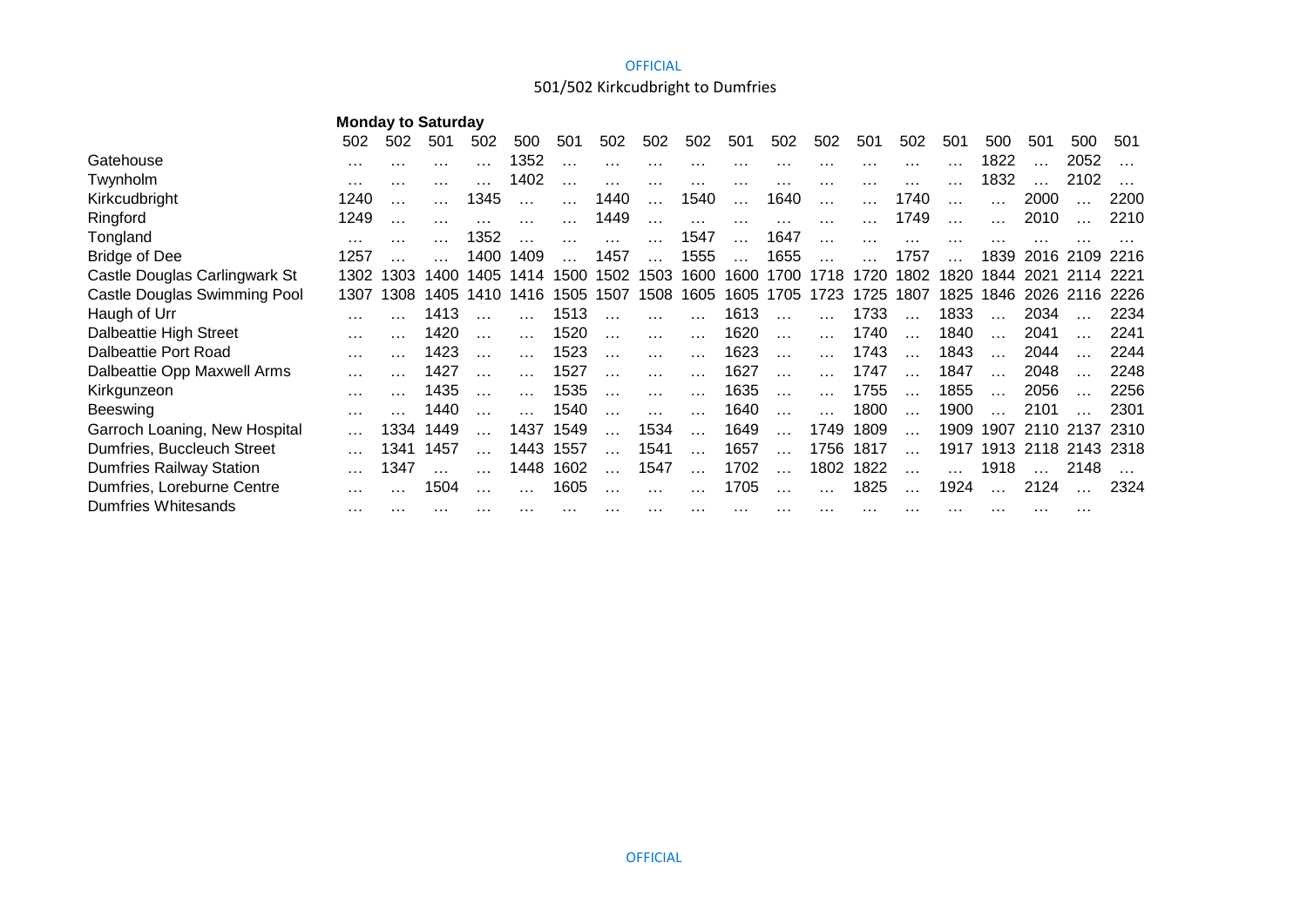# 501/502 Kirkcudbright to Dumfries

**Monday to Saturday**

| | 502 | 502 | 501 | 502 | 500 | 501 | 502 | 502 | 502 | 501 | 502 | 502 | 501 | 502 | 501 | 500 | 501 | 500 | 501 |
|---|---|---|---|---|---|---|---|---|---|---|---|---|---|---|---|---|---|---|---|
| Gatehouse | … | … | … | … | 1352 | … | … | … | … | … | … | … | … | … | … | 1822 | … | 2052 | … |
| Twynholm | … | … | … | … | 1402 | … | … | … | … | … | … | … | … | … | … | 1832 | … | 2102 | … |
| Kirkcudbright | 1240 | … | … | 1345 | … | … | 1440 | … | 1540 | … | 1640 | … | … | 1740 | … | … | 2000 | … | 2200 |
| Ringford | 1249 | … | … | … | … | … | 1449 | … | … | … | … | … | … | 1749 | … | … | 2010 | … | 2210 |
| Tongland | … | … | … | 1352 | … | … | … | … | 1547 | … | 1647 | … | … | … | … | … | … | … | … |
| Bridge of Dee | 1257 | … | … | 1400 | 1409 | … | 1457 | … | 1555 | … | 1655 | … | … | 1757 | … | 1839 | 2016 | 2109 | 2216 |
| Castle Douglas Carlingwark St | 1302 | 1303 | 1400 | 1405 | 1414 | 1500 | 1502 | 1503 | 1600 | 1600 | 1700 | 1718 | 1720 | 1802 | 1820 | 1844 | 2021 | 2114 | 2221 |
| Castle Douglas Swimming Pool | 1307 | 1308 | 1405 | 1410 | 1416 | 1505 | 1507 | 1508 | 1605 | 1605 | 1705 | 1723 | 1725 | 1807 | 1825 | 1846 | 2026 | 2116 | 2226 |
| Haugh of Urr | … | … | 1413 | … | … | 1513 | … | … | … | 1613 | … | … | 1733 | … | 1833 | … | 2034 | … | 2234 |
| Dalbeattie High Street | … | … | 1420 | … | … | 1520 | … | … | … | 1620 | … | … | 1740 | … | 1840 | … | 2041 | … | 2241 |
| Dalbeattie Port Road | … | … | 1423 | … | … | 1523 | … | … | … | 1623 | … | … | 1743 | … | 1843 | … | 2044 | … | 2244 |
| Dalbeattie Opp Maxwell Arms | … | … | 1427 | … | … | 1527 | … | … | … | 1627 | … | … | 1747 | … | 1847 | … | 2048 | … | 2248 |
| Kirkgunzeon | … | … | 1435 | … | … | 1535 | … | … | … | 1635 | … | … | 1755 | … | 1855 | … | 2056 | … | 2256 |
| Beeswing | … | … | 1440 | … | … | 1540 | … | … | … | 1640 | … | … | 1800 | … | 1900 | … | 2101 | … | 2301 |
| Garroch Loaning, New Hospital | … | 1334 | 1449 | … | 1437 | 1549 | … | 1534 | … | 1649 | … | 1749 | 1809 | … | 1909 | 1907 | 2110 | 2137 | 2310 |
| Dumfries, Buccleuch Street | … | 1341 | 1457 | … | 1443 | 1557 | … | 1541 | … | 1657 | … | 1756 | 1817 | … | 1917 | 1913 | 2118 | 2143 | 2318 |
| Dumfries Railway Station | … | 1347 | … | … | 1448 | 1602 | … | 1547 | … | 1702 | … | 1802 | 1822 | … | … | 1918 | … | 2148 | … |
| Dumfries, Loreburne Centre | … | … | 1504 | … | … | 1605 | … | … | … | 1705 | … | … | 1825 | … | 1924 | … | 2124 | … | 2324 |
| Dumfries Whitesands | … | … | … | … | … | … | … | … | … | … | … | … | … | … | … | … | … | … | |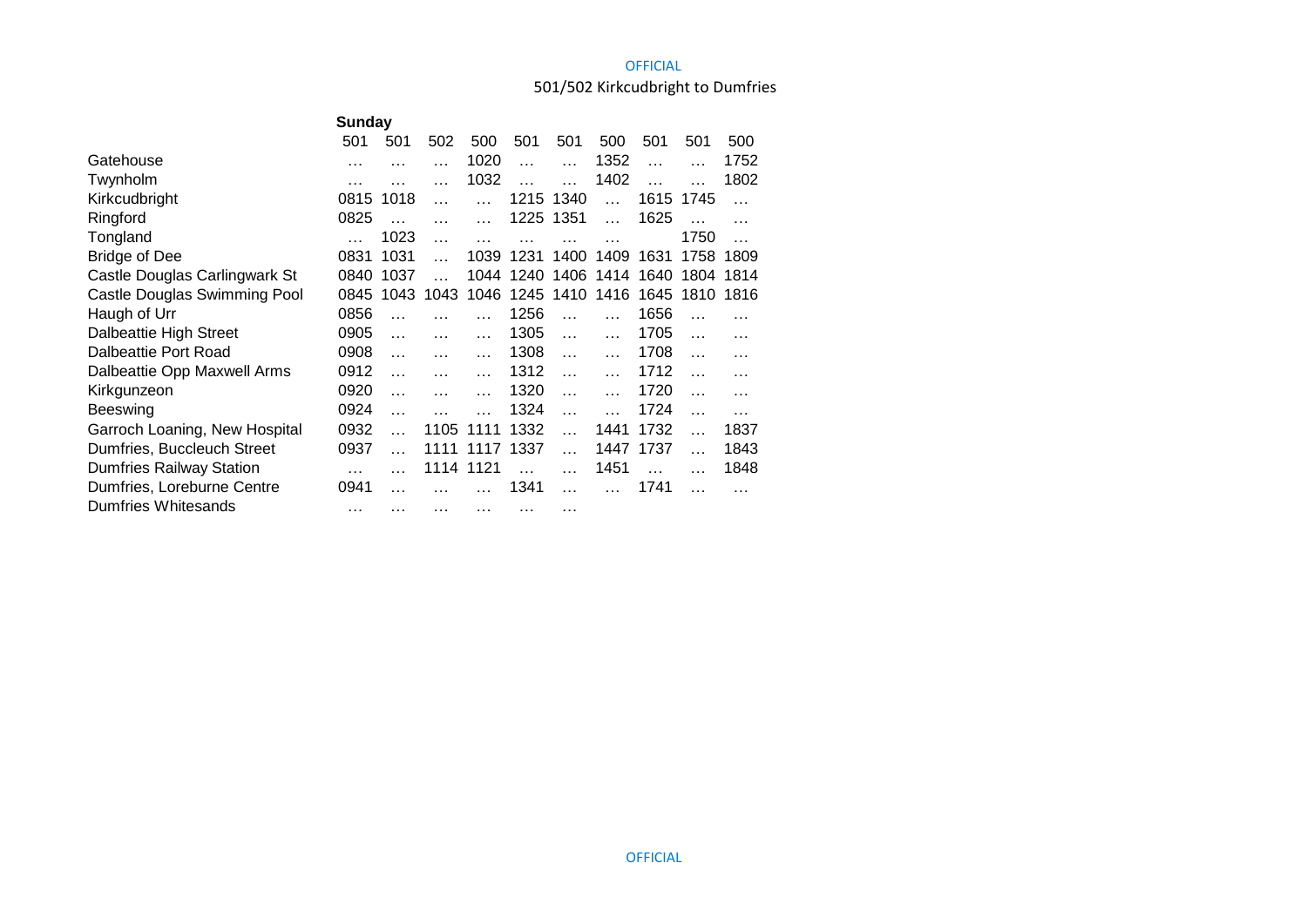501/502 Kirkcudbright to Dumfries

| | Sunday | | | | | | | | | |
|---|---|---|---|---|---|---|---|---|---|---|
| | 501 | 501 | 502 | 500 | 501 | 501 | 500 | 501 | 501 | 500 |
| Gatehouse | … | … | … | 1020 | … | … | 1352 | … | … | 1752 |
| Twynholm | … | … | … | 1032 | … | … | 1402 | … | … | 1802 |
| Kirkcudbright | 0815 | 1018 | … | … | 1215 | 1340 | … | 1615 | 1745 | … |
| Ringford | 0825 | … | … | … | 1225 | 1351 | … | 1625 | … | … |
| Tongland | … | 1023 | … | … | … | … | … | | 1750 | … |
| Bridge of Dee | 0831 | 1031 | … | 1039 | 1231 | 1400 | 1409 | 1631 | 1758 | 1809 |
| Castle Douglas Carlingwark St | 0840 | 1037 | … | 1044 | 1240 | 1406 | 1414 | 1640 | 1804 | 1814 |
| Castle Douglas Swimming Pool | 0845 | 1043 | 1043 | 1046 | 1245 | 1410 | 1416 | 1645 | 1810 | 1816 |
| Haugh of Urr | 0856 | … | … | … | 1256 | … | … | 1656 | … | … |
| Dalbeattie High Street | 0905 | … | … | … | 1305 | … | … | 1705 | … | … |
| Dalbeattie Port Road | 0908 | … | … | … | 1308 | … | … | 1708 | … | … |
| Dalbeattie Opp Maxwell Arms | 0912 | … | … | … | 1312 | … | … | 1712 | … | … |
| Kirkgunzeon | 0920 | … | … | … | 1320 | … | … | 1720 | … | … |
| Beeswing | 0924 | … | … | … | 1324 | … | … | 1724 | … | … |
| Garroch Loaning, New Hospital | 0932 | … | 1105 | 1111 | 1332 | … | 1441 | 1732 | … | 1837 |
| Dumfries, Buccleuch Street | 0937 | … | 1111 | 1117 | 1337 | … | 1447 | 1737 | … | 1843 |
| Dumfries Railway Station | … | … | 1114 | 1121 | … | … | 1451 | … | … | 1848 |
| Dumfries, Loreburne Centre | 0941 | … | … | … | 1341 | … | … | 1741 | … | … |
| Dumfries Whitesands | … | … | … | … | … | … | | | | |